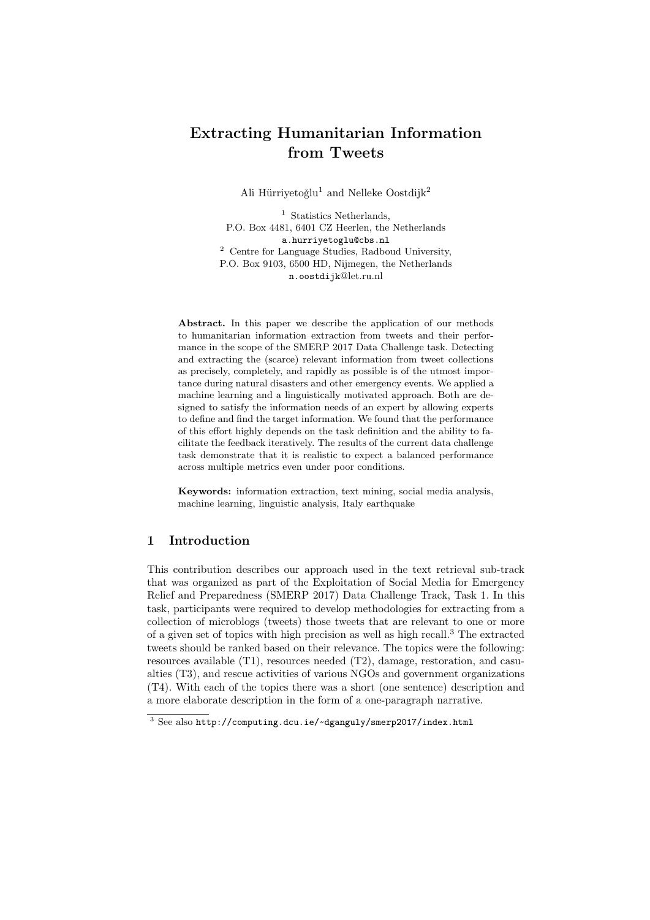# Extracting Humanitarian Information from Tweets

Ali Hürriyetoğlu[1] and Nelleke Oostdijk[2]

[1] Statistics Netherlands,
P.O. Box 4481, 6401 CZ Heerlen, the Netherlands
a.hurriyetoglu@cbs.nl

[2] Centre for Language Studies, Radboud University,
P.O. Box 9103, 6500 HD, Nijmegen, the Netherlands
n.oostdijk@let.ru.nl

**Abstract.** In this paper we describe the application of our methods to humanitarian information extraction from tweets and their performance in the scope of the SMERP 2017 Data Challenge task. Detecting and extracting the (scarce) relevant information from tweet collections as precisely, completely, and rapidly as possible is of the utmost importance during natural disasters and other emergency events. We applied a machine learning and a linguistically motivated approach. Both are designed to satisfy the information needs of an expert by allowing experts to define and find the target information. We found that the performance of this effort highly depends on the task definition and the ability to facilitate the feedback iteratively. The results of the current data challenge task demonstrate that it is realistic to expect a balanced performance across multiple metrics even under poor conditions.

**Keywords:** information extraction, text mining, social media analysis, machine learning, linguistic analysis, Italy earthquake

## 1 Introduction

This contribution describes our approach used in the text retrieval sub-track that was organized as part of the Exploitation of Social Media for Emergency Relief and Preparedness (SMERP 2017) Data Challenge Track, Task 1. In this task, participants were required to develop methodologies for extracting from a collection of microblogs (tweets) those tweets that are relevant to one or more of a given set of topics with high precision as well as high recall.[3] The extracted tweets should be ranked based on their relevance. The topics were the following: resources available (T1), resources needed (T2), damage, restoration, and casualties (T3), and rescue activities of various NGOs and government organizations (T4). With each of the topics there was a short (one sentence) description and a more elaborate description in the form of a one-paragraph narrative.

[3] See also http://computing.dcu.ie/~dganguly/smerp2017/index.html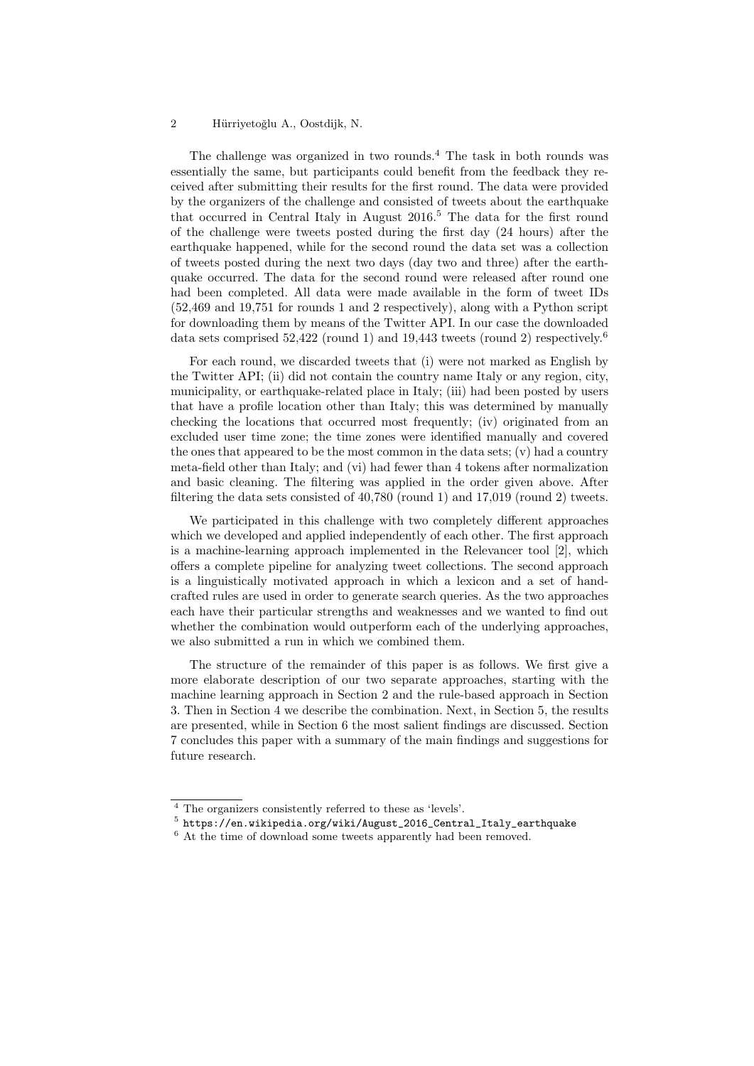The challenge was organized in two rounds.[4] The task in both rounds was essentially the same, but participants could benefit from the feedback they received after submitting their results for the first round. The data were provided by the organizers of the challenge and consisted of tweets about the earthquake that occurred in Central Italy in August 2016.[5] The data for the first round of the challenge were tweets posted during the first day (24 hours) after the earthquake happened, while for the second round the data set was a collection of tweets posted during the next two days (day two and three) after the earthquake occurred. The data for the second round were released after round one had been completed. All data were made available in the form of tweet IDs (52,469 and 19,751 for rounds 1 and 2 respectively), along with a Python script for downloading them by means of the Twitter API. In our case the downloaded data sets comprised 52,422 (round 1) and 19,443 tweets (round 2) respectively.[6]

For each round, we discarded tweets that (i) were not marked as English by the Twitter API; (ii) did not contain the country name Italy or any region, city, municipality, or earthquake-related place in Italy; (iii) had been posted by users that have a profile location other than Italy; this was determined by manually checking the locations that occurred most frequently; (iv) originated from an excluded user time zone; the time zones were identified manually and covered the ones that appeared to be the most common in the data sets; (v) had a country meta-field other than Italy; and (vi) had fewer than 4 tokens after normalization and basic cleaning. The filtering was applied in the order given above. After filtering the data sets consisted of 40,780 (round 1) and 17,019 (round 2) tweets.

We participated in this challenge with two completely different approaches which we developed and applied independently of each other. The first approach is a machine-learning approach implemented in the Relevancer tool [2], which offers a complete pipeline for analyzing tweet collections. The second approach is a linguistically motivated approach in which a lexicon and a set of handcrafted rules are used in order to generate search queries. As the two approaches each have their particular strengths and weaknesses and we wanted to find out whether the combination would outperform each of the underlying approaches, we also submitted a run in which we combined them.

The structure of the remainder of this paper is as follows. We first give a more elaborate description of our two separate approaches, starting with the machine learning approach in Section 2 and the rule-based approach in Section 3. Then in Section 4 we describe the combination. Next, in Section 5, the results are presented, while in Section 6 the most salient findings are discussed. Section 7 concludes this paper with a summary of the main findings and suggestions for future research.

---

[4] The organizers consistently referred to these as 'levels'.

[5] https://en.wikipedia.org/wiki/August_2016_Central_Italy_earthquake

[6] At the time of download some tweets apparently had been removed.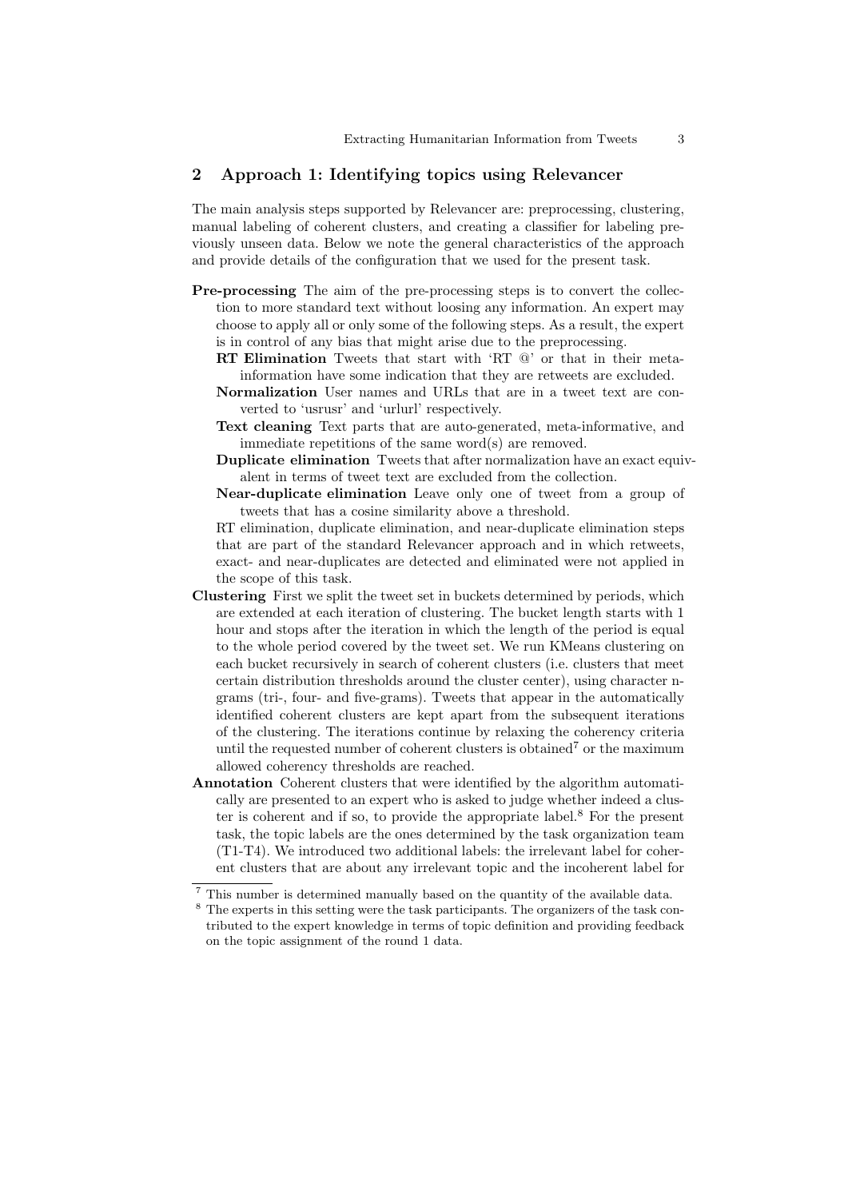## 2 Approach 1: Identifying topics using Relevancer

The main analysis steps supported by Relevancer are: preprocessing, clustering, manual labeling of coherent clusters, and creating a classifier for labeling previously unseen data. Below we note the general characteristics of the approach and provide details of the configuration that we used for the present task.

**Pre-processing** The aim of the pre-processing steps is to convert the collection to more standard text without loosing any information. An expert may choose to apply all or only some of the following steps. As a result, the expert is in control of any bias that might arise due to the preprocessing.

- **RT Elimination** Tweets that start with 'RT @' or that in their meta-information have some indication that they are retweets are excluded.
- **Normalization** User names and URLs that are in a tweet text are converted to 'usrusr' and 'urlurl' respectively.
- **Text cleaning** Text parts that are auto-generated, meta-informative, and immediate repetitions of the same word(s) are removed.
- **Duplicate elimination** Tweets that after normalization have an exact equivalent in terms of tweet text are excluded from the collection.
- **Near-duplicate elimination** Leave only one of tweet from a group of tweets that has a cosine similarity above a threshold.

RT elimination, duplicate elimination, and near-duplicate elimination steps that are part of the standard Relevancer approach and in which retweets, exact- and near-duplicates are detected and eliminated were not applied in the scope of this task.

**Clustering** First we split the tweet set in buckets determined by periods, which are extended at each iteration of clustering. The bucket length starts with 1 hour and stops after the iteration in which the length of the period is equal to the whole period covered by the tweet set. We run KMeans clustering on each bucket recursively in search of coherent clusters (i.e. clusters that meet certain distribution thresholds around the cluster center), using character n-grams (tri-, four- and five-grams). Tweets that appear in the automatically identified coherent clusters are kept apart from the subsequent iterations of the clustering. The iterations continue by relaxing the coherency criteria until the requested number of coherent clusters is obtained[7] or the maximum allowed coherency thresholds are reached.

**Annotation** Coherent clusters that were identified by the algorithm automatically are presented to an expert who is asked to judge whether indeed a cluster is coherent and if so, to provide the appropriate label.[8] For the present task, the topic labels are the ones determined by the task organization team (T1-T4). We introduced two additional labels: the irrelevant label for coherent clusters that are about any irrelevant topic and the incoherent label for

---

[7] This number is determined manually based on the quantity of the available data.

[8] The experts in this setting were the task participants. The organizers of the task contributed to the expert knowledge in terms of topic definition and providing feedback on the topic assignment of the round 1 data.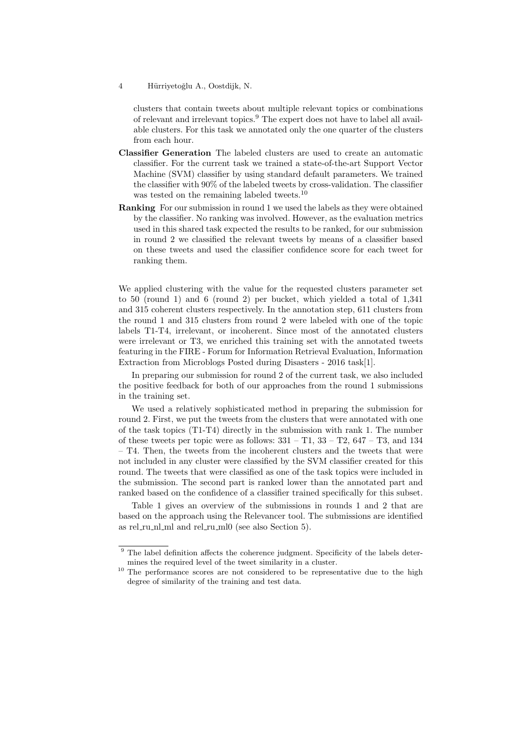clusters that contain tweets about multiple relevant topics or combinations of relevant and irrelevant topics.[9] The expert does not have to label all available clusters. For this task we annotated only the one quarter of the clusters from each hour.

**Classifier Generation** The labeled clusters are used to create an automatic classifier. For the current task we trained a state-of-the-art Support Vector Machine (SVM) classifier by using standard default parameters. We trained the classifier with 90% of the labeled tweets by cross-validation. The classifier was tested on the remaining labeled tweets.[10]

**Ranking** For our submission in round 1 we used the labels as they were obtained by the classifier. No ranking was involved. However, as the evaluation metrics used in this shared task expected the results to be ranked, for our submission in round 2 we classified the relevant tweets by means of a classifier based on these tweets and used the classifier confidence score for each tweet for ranking them.

We applied clustering with the value for the requested clusters parameter set to 50 (round 1) and 6 (round 2) per bucket, which yielded a total of 1,341 and 315 coherent clusters respectively. In the annotation step, 611 clusters from the round 1 and 315 clusters from round 2 were labeled with one of the topic labels T1-T4, irrelevant, or incoherent. Since most of the annotated clusters were irrelevant or T3, we enriched this training set with the annotated tweets featuring in the FIRE - Forum for Information Retrieval Evaluation, Information Extraction from Microblogs Posted during Disasters - 2016 task[1].

In preparing our submission for round 2 of the current task, we also included the positive feedback for both of our approaches from the round 1 submissions in the training set.

We used a relatively sophisticated method in preparing the submission for round 2. First, we put the tweets from the clusters that were annotated with one of the task topics (T1-T4) directly in the submission with rank 1. The number of these tweets per topic were as follows: 331 – T1, 33 – T2, 647 – T3, and 134 – T4. Then, the tweets from the incoherent clusters and the tweets that were not included in any cluster were classified by the SVM classifier created for this round. The tweets that were classified as one of the task topics were included in the submission. The second part is ranked lower than the annotated part and ranked based on the confidence of a classifier trained specifically for this subset.

Table 1 gives an overview of the submissions in rounds 1 and 2 that are based on the approach using the Relevancer tool. The submissions are identified as rel_ru_nl_ml and rel_ru_ml0 (see also Section 5).

---

[9] The label definition affects the coherence judgment. Specificity of the labels determines the required level of the tweet similarity in a cluster.

[10] The performance scores are not considered to be representative due to the high degree of similarity of the training and test data.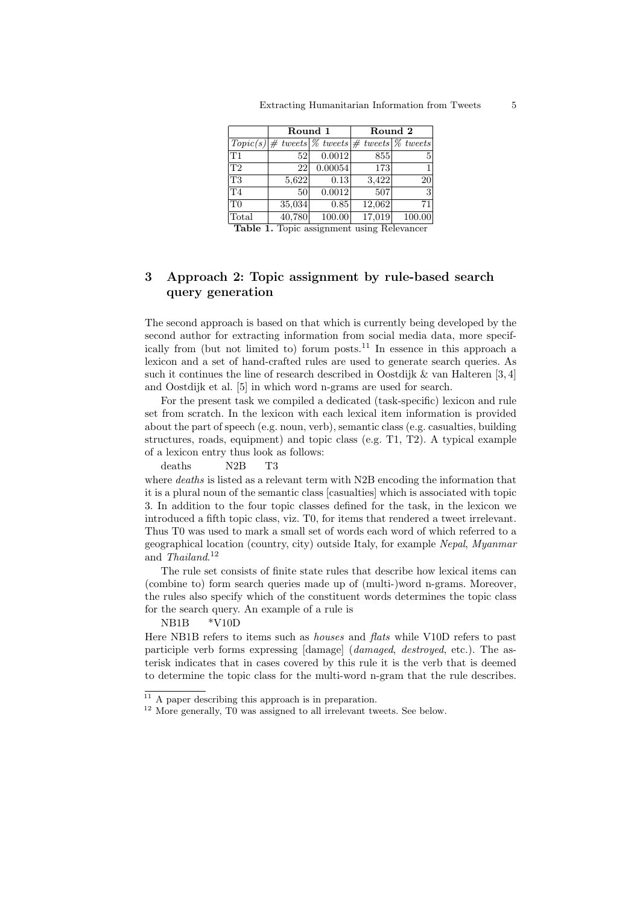| | Round 1 | | Round 2 | |
|---|---|---|---|---|
| *Topic(s)* | *# tweets* | *% tweets* | *# tweets* | *% tweets* |
| T1 | 52 | 0.0012 | 855 | 5 |
| T2 | 22 | 0.00054 | 173 | 1 |
| T3 | 5,622 | 0.13 | 3,422 | 20 |
| T4 | 50 | 0.0012 | 507 | 3 |
| T0 | 35,034 | 0.85 | 12,062 | 71 |
| Total | 40,780 | 100.00 | 17,019 | 100.00 |

**Table 1.** Topic assignment using Relevancer

## 3 Approach 2: Topic assignment by rule-based search query generation

The second approach is based on that which is currently being developed by the second author for extracting information from social media data, more specifically from (but not limited to) forum posts.[11] In essence in this approach a lexicon and a set of hand-crafted rules are used to generate search queries. As such it continues the line of research described in Oostdijk & van Halteren [3, 4] and Oostdijk et al. [5] in which word n-grams are used for search.

For the present task we compiled a dedicated (task-specific) lexicon and rule set from scratch. In the lexicon with each lexical item information is provided about the part of speech (e.g. noun, verb), semantic class (e.g. casualties, building structures, roads, equipment) and topic class (e.g. T1, T2). A typical example of a lexicon entry thus look as follows:

deaths N2B T3

where *deaths* is listed as a relevant term with N2B encoding the information that it is a plural noun of the semantic class [casualties] which is associated with topic 3. In addition to the four topic classes defined for the task, in the lexicon we introduced a fifth topic class, viz. T0, for items that rendered a tweet irrelevant. Thus T0 was used to mark a small set of words each word of which referred to a geographical location (country, city) outside Italy, for example *Nepal*, *Myanmar* and *Thailand*.[12]

The rule set consists of finite state rules that describe how lexical items can (combine to) form search queries made up of (multi-)word n-grams. Moreover, the rules also specify which of the constituent words determines the topic class for the search query. An example of a rule is

NB1B *V10D

Here NB1B refers to items such as *houses* and *flats* while V10D refers to past participle verb forms expressing [damage] (*damaged*, *destroyed*, etc.). The asterisk indicates that in cases covered by this rule it is the verb that is deemed to determine the topic class for the multi-word n-gram that the rule describes.

[11] A paper describing this approach is in preparation.

[12] More generally, T0 was assigned to all irrelevant tweets. See below.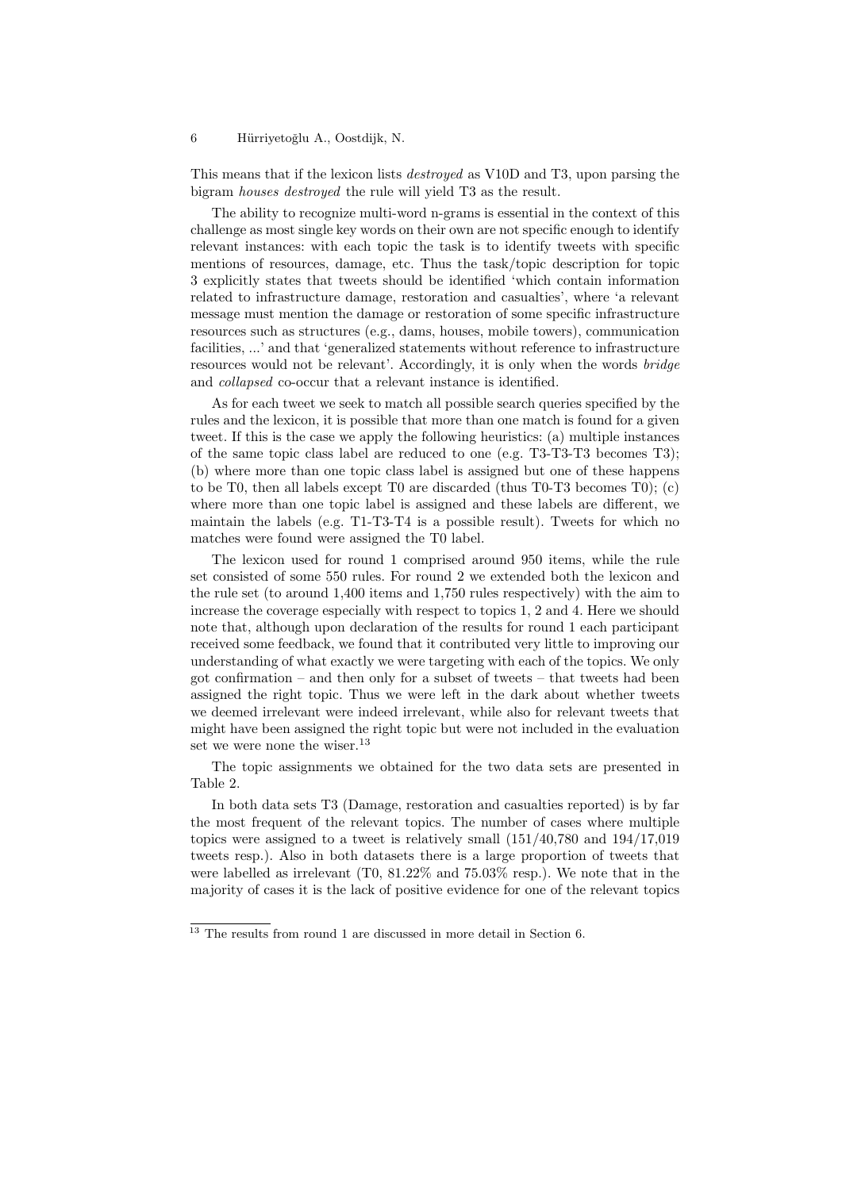This means that if the lexicon lists *destroyed* as V10D and T3, upon parsing the bigram *houses destroyed* the rule will yield T3 as the result.

The ability to recognize multi-word n-grams is essential in the context of this challenge as most single key words on their own are not specific enough to identify relevant instances: with each topic the task is to identify tweets with specific mentions of resources, damage, etc. Thus the task/topic description for topic 3 explicitly states that tweets should be identified 'which contain information related to infrastructure damage, restoration and casualties', where 'a relevant message must mention the damage or restoration of some specific infrastructure resources such as structures (e.g., dams, houses, mobile towers), communication facilities, ...' and that 'generalized statements without reference to infrastructure resources would not be relevant'. Accordingly, it is only when the words *bridge* and *collapsed* co-occur that a relevant instance is identified.

As for each tweet we seek to match all possible search queries specified by the rules and the lexicon, it is possible that more than one match is found for a given tweet. If this is the case we apply the following heuristics: (a) multiple instances of the same topic class label are reduced to one (e.g. T3-T3-T3 becomes T3); (b) where more than one topic class label is assigned but one of these happens to be T0, then all labels except T0 are discarded (thus T0-T3 becomes T0); (c) where more than one topic label is assigned and these labels are different, we maintain the labels (e.g. T1-T3-T4 is a possible result). Tweets for which no matches were found were assigned the T0 label.

The lexicon used for round 1 comprised around 950 items, while the rule set consisted of some 550 rules. For round 2 we extended both the lexicon and the rule set (to around 1,400 items and 1,750 rules respectively) with the aim to increase the coverage especially with respect to topics 1, 2 and 4. Here we should note that, although upon declaration of the results for round 1 each participant received some feedback, we found that it contributed very little to improving our understanding of what exactly we were targeting with each of the topics. We only got confirmation – and then only for a subset of tweets – that tweets had been assigned the right topic. Thus we were left in the dark about whether tweets we deemed irrelevant were indeed irrelevant, while also for relevant tweets that might have been assigned the right topic but were not included in the evaluation set we were none the wiser.[13]

The topic assignments we obtained for the two data sets are presented in Table 2.

In both data sets T3 (Damage, restoration and casualties reported) is by far the most frequent of the relevant topics. The number of cases where multiple topics were assigned to a tweet is relatively small (151/40,780 and 194/17,019 tweets resp.). Also in both datasets there is a large proportion of tweets that were labelled as irrelevant (T0, 81.22% and 75.03% resp.). We note that in the majority of cases it is the lack of positive evidence for one of the relevant topics

[13] The results from round 1 are discussed in more detail in Section 6.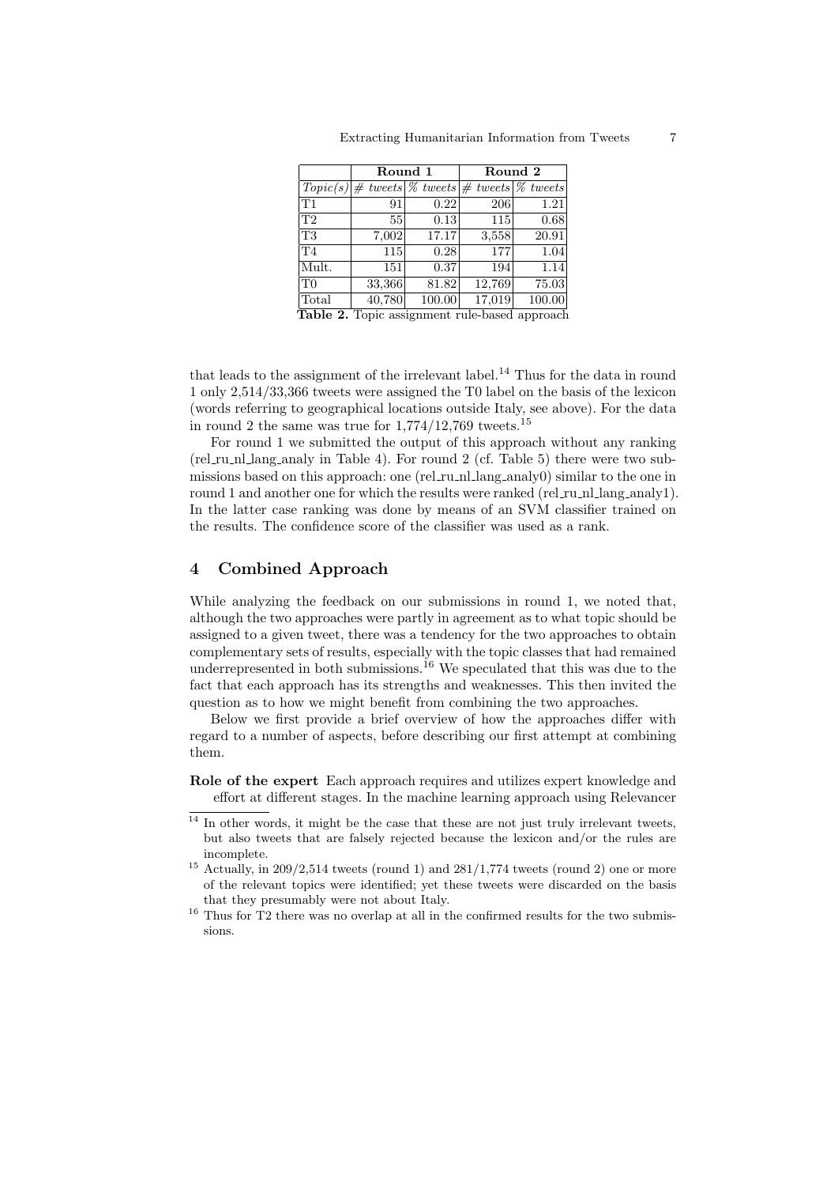| | Round 1 | | Round 2 | |
|---|---|---|---|---|
| *Topic(s)* | *# tweets* | *% tweets* | *# tweets* | *% tweets* |
| T1 | 91 | 0.22 | 206 | 1.21 |
| T2 | 55 | 0.13 | 115 | 0.68 |
| T3 | 7,002 | 17.17 | 3,558 | 20.91 |
| T4 | 115 | 0.28 | 177 | 1.04 |
| Mult. | 151 | 0.37 | 194 | 1.14 |
| T0 | 33,366 | 81.82 | 12,769 | 75.03 |
| Total | 40,780 | 100.00 | 17,019 | 100.00 |

**Table 2.** Topic assignment rule-based approach

that leads to the assignment of the irrelevant label.[14] Thus for the data in round 1 only 2,514/33,366 tweets were assigned the T0 label on the basis of the lexicon (words referring to geographical locations outside Italy, see above). For the data in round 2 the same was true for 1,774/12,769 tweets.[15]

For round 1 we submitted the output of this approach without any ranking (rel_ru_nl_lang_analy in Table 4). For round 2 (cf. Table 5) there were two submissions based on this approach: one (rel_ru_nl_lang_analy0) similar to the one in round 1 and another one for which the results were ranked (rel_ru_nl_lang_analy1). In the latter case ranking was done by means of an SVM classifier trained on the results. The confidence score of the classifier was used as a rank.

## 4 Combined Approach

While analyzing the feedback on our submissions in round 1, we noted that, although the two approaches were partly in agreement as to what topic should be assigned to a given tweet, there was a tendency for the two approaches to obtain complementary sets of results, especially with the topic classes that had remained underrepresented in both submissions.[16] We speculated that this was due to the fact that each approach has its strengths and weaknesses. This then invited the question as to how we might benefit from combining the two approaches.

Below we first provide a brief overview of how the approaches differ with regard to a number of aspects, before describing our first attempt at combining them.

**Role of the expert** Each approach requires and utilizes expert knowledge and effort at different stages. In the machine learning approach using Relevancer

[14] In other words, it might be the case that these are not just truly irrelevant tweets, but also tweets that are falsely rejected because the lexicon and/or the rules are incomplete.

[15] Actually, in 209/2,514 tweets (round 1) and 281/1,774 tweets (round 2) one or more of the relevant topics were identified; yet these tweets were discarded on the basis that they presumably were not about Italy.

[16] Thus for T2 there was no overlap at all in the confirmed results for the two submissions.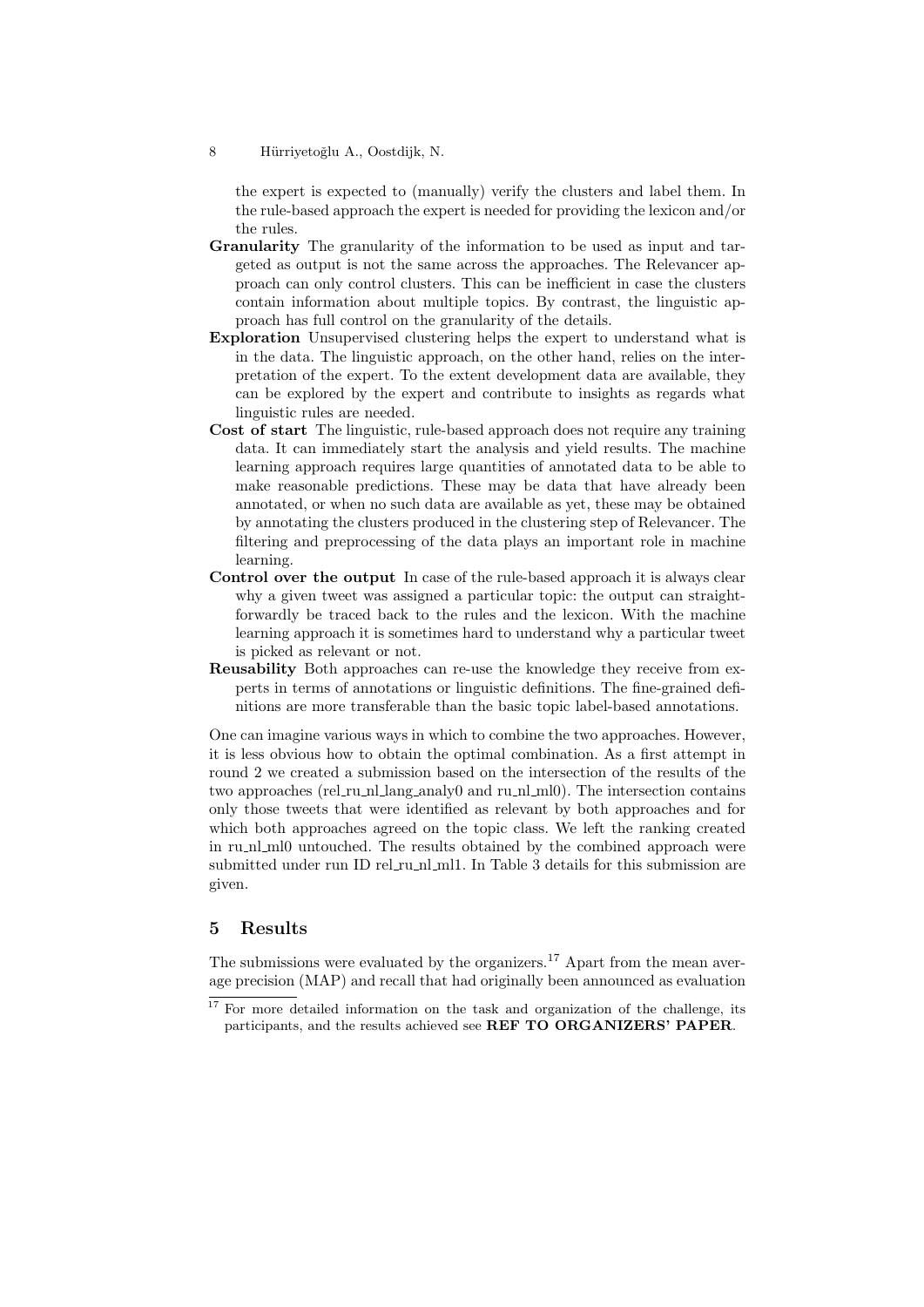the expert is expected to (manually) verify the clusters and label them. In the rule-based approach the expert is needed for providing the lexicon and/or the rules.

**Granularity** The granularity of the information to be used as input and targeted as output is not the same across the approaches. The Relevancer approach can only control clusters. This can be inefficient in case the clusters contain information about multiple topics. By contrast, the linguistic approach has full control on the granularity of the details.

**Exploration** Unsupervised clustering helps the expert to understand what is in the data. The linguistic approach, on the other hand, relies on the interpretation of the expert. To the extent development data are available, they can be explored by the expert and contribute to insights as regards what linguistic rules are needed.

**Cost of start** The linguistic, rule-based approach does not require any training data. It can immediately start the analysis and yield results. The machine learning approach requires large quantities of annotated data to be able to make reasonable predictions. These may be data that have already been annotated, or when no such data are available as yet, these may be obtained by annotating the clusters produced in the clustering step of Relevancer. The filtering and preprocessing of the data plays an important role in machine learning.

**Control over the output** In case of the rule-based approach it is always clear why a given tweet was assigned a particular topic: the output can straightforwardly be traced back to the rules and the lexicon. With the machine learning approach it is sometimes hard to understand why a particular tweet is picked as relevant or not.

**Reusability** Both approaches can re-use the knowledge they receive from experts in terms of annotations or linguistic definitions. The fine-grained definitions are more transferable than the basic topic label-based annotations.

One can imagine various ways in which to combine the two approaches. However, it is less obvious how to obtain the optimal combination. As a first attempt in round 2 we created a submission based on the intersection of the results of the two approaches (rel_ru_nl_lang_analy0 and ru_nl_ml0). The intersection contains only those tweets that were identified as relevant by both approaches and for which both approaches agreed on the topic class. We left the ranking created in ru_nl_ml0 untouched. The results obtained by the combined approach were submitted under run ID rel_ru_nl_ml1. In Table 3 details for this submission are given.

## 5 Results

The submissions were evaluated by the organizers.[17] Apart from the mean average precision (MAP) and recall that had originally been announced as evaluation

[17] For more detailed information on the task and organization of the challenge, its participants, and the results achieved see **REF TO ORGANIZERS' PAPER**.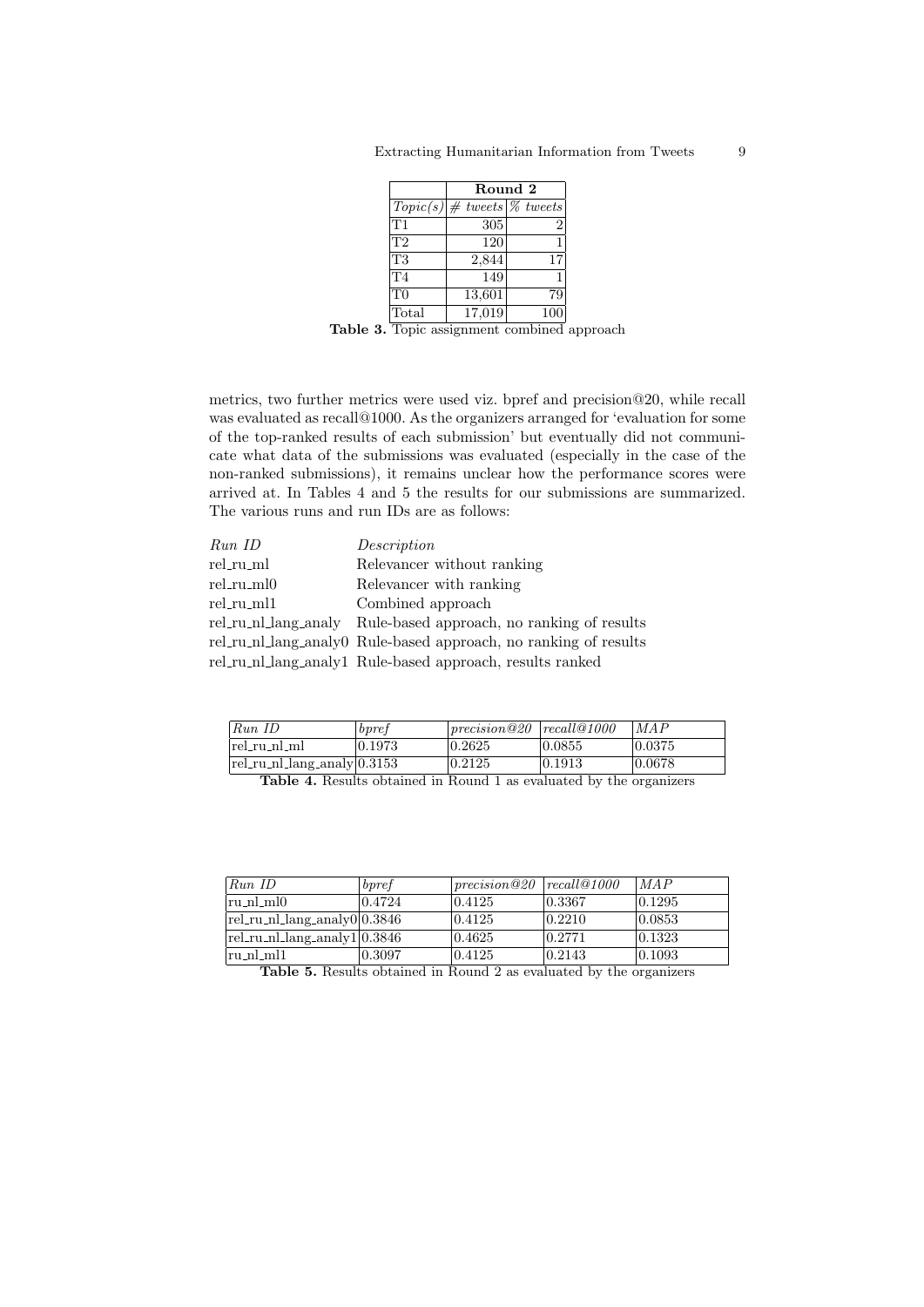| | Round 2 | |
|---|---|---|
| *Topic(s)* | *# tweets* | *% tweets* |
| T1 | 305 | 2 |
| T2 | 120 | 1 |
| T3 | 2,844 | 17 |
| T4 | 149 | 1 |
| T0 | 13,601 | 79 |
| Total | 17,019 | 100 |

**Table 3.** Topic assignment combined approach

metrics, two further metrics were used viz. bpref and precision@20, while recall was evaluated as recall@1000. As the organizers arranged for 'evaluation for some of the top-ranked results of each submission' but eventually did not communicate what data of the submissions was evaluated (especially in the case of the non-ranked submissions), it remains unclear how the performance scores were arrived at. In Tables 4 and 5 the results for our submissions are summarized. The various runs and run IDs are as follows:

| *Run ID* | *Description* |
|---|---|
| rel_ru_ml | Relevancer without ranking |
| rel_ru_ml0 | Relevancer with ranking |
| rel_ru_ml1 | Combined approach |
| rel_ru_nl_lang_analy | Rule-based approach, no ranking of results |
| rel_ru_nl_lang_analy0 | Rule-based approach, no ranking of results |
| rel_ru_nl_lang_analy1 | Rule-based approach, results ranked |

| *Run ID* | *bpref* | *precision@20* | *recall@1000* | *MAP* |
|---|---|---|---|---|
| rel_ru_nl_ml | 0.1973 | 0.2625 | 0.0855 | 0.0375 |
| rel_ru_nl_lang_analy | 0.3153 | 0.2125 | 0.1913 | 0.0678 |

**Table 4.** Results obtained in Round 1 as evaluated by the organizers

| *Run ID* | *bpref* | *precision@20* | *recall@1000* | *MAP* |
|---|---|---|---|---|
| ru_nl_ml0 | 0.4724 | 0.4125 | 0.3367 | 0.1295 |
| rel_ru_nl_lang_analy0 | 0.3846 | 0.4125 | 0.2210 | 0.0853 |
| rel_ru_nl_lang_analy1 | 0.3846 | 0.4625 | 0.2771 | 0.1323 |
| ru_nl_ml1 | 0.3097 | 0.4125 | 0.2143 | 0.1093 |

**Table 5.** Results obtained in Round 2 as evaluated by the organizers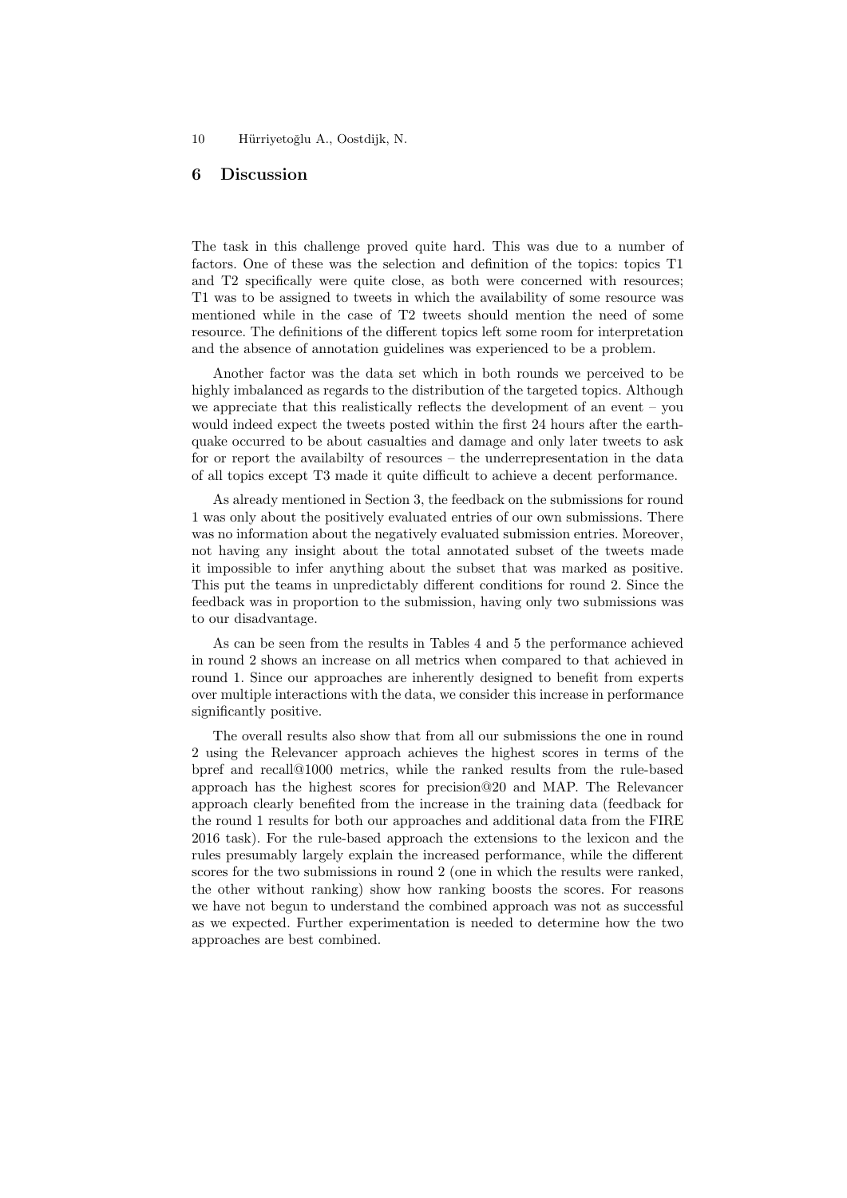## 6 Discussion

The task in this challenge proved quite hard. This was due to a number of factors. One of these was the selection and definition of the topics: topics T1 and T2 specifically were quite close, as both were concerned with resources; T1 was to be assigned to tweets in which the availability of some resource was mentioned while in the case of T2 tweets should mention the need of some resource. The definitions of the different topics left some room for interpretation and the absence of annotation guidelines was experienced to be a problem.

Another factor was the data set which in both rounds we perceived to be highly imbalanced as regards to the distribution of the targeted topics. Although we appreciate that this realistically reflects the development of an event – you would indeed expect the tweets posted within the first 24 hours after the earthquake occurred to be about casualties and damage and only later tweets to ask for or report the availabilty of resources – the underrepresentation in the data of all topics except T3 made it quite difficult to achieve a decent performance.

As already mentioned in Section 3, the feedback on the submissions for round 1 was only about the positively evaluated entries of our own submissions. There was no information about the negatively evaluated submission entries. Moreover, not having any insight about the total annotated subset of the tweets made it impossible to infer anything about the subset that was marked as positive. This put the teams in unpredictably different conditions for round 2. Since the feedback was in proportion to the submission, having only two submissions was to our disadvantage.

As can be seen from the results in Tables 4 and 5 the performance achieved in round 2 shows an increase on all metrics when compared to that achieved in round 1. Since our approaches are inherently designed to benefit from experts over multiple interactions with the data, we consider this increase in performance significantly positive.

The overall results also show that from all our submissions the one in round 2 using the Relevancer approach achieves the highest scores in terms of the bpref and recall@1000 metrics, while the ranked results from the rule-based approach has the highest scores for precision@20 and MAP. The Relevancer approach clearly benefited from the increase in the training data (feedback for the round 1 results for both our approaches and additional data from the FIRE 2016 task). For the rule-based approach the extensions to the lexicon and the rules presumably largely explain the increased performance, while the different scores for the two submissions in round 2 (one in which the results were ranked, the other without ranking) show how ranking boosts the scores. For reasons we have not begun to understand the combined approach was not as successful as we expected. Further experimentation is needed to determine how the two approaches are best combined.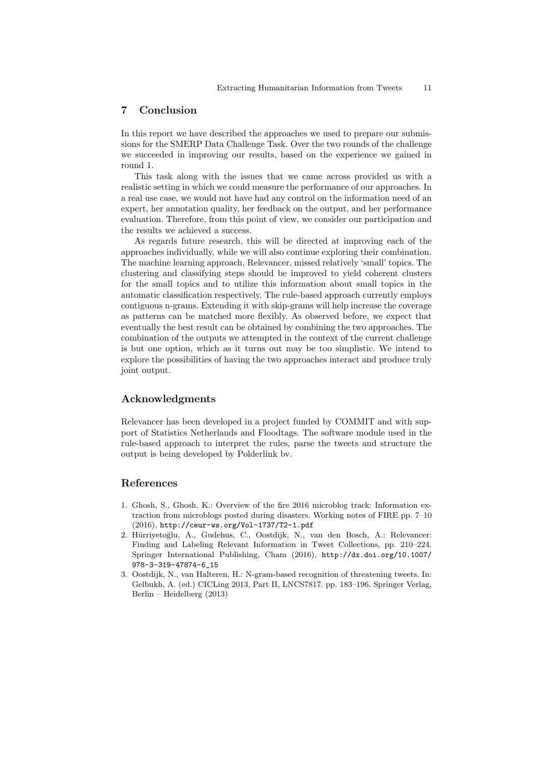## 7 Conclusion

In this report we have described the approaches we used to prepare our submissions for the SMERP Data Challenge Task. Over the two rounds of the challenge we succeeded in improving our results, based on the experience we gained in round 1.

This task along with the issues that we came across provided us with a realistic setting in which we could measure the performance of our approaches. In a real use case, we would not have had any control on the information need of an expert, her annotation quality, her feedback on the output, and her performance evaluation. Therefore, from this point of view, we consider our participation and the results we achieved a success.

As regards future research, this will be directed at improving each of the approaches individually, while we will also continue exploring their combination. The machine learning approach, Relevancer, missed relatively 'small' topics. The clustering and classifying steps should be improved to yield coherent clusters for the small topics and to utilize this information about small topics in the automatic classification respectively. The rule-based approach currently employs contiguous n-grams. Extending it with skip-grams will help increase the coverage as patterns can be matched more flexibly. As observed before, we expect that eventually the best result can be obtained by combining the two approaches. The combination of the outputs we attempted in the context of the current challenge is but one option, which as it turns out may be too simplistic. We intend to explore the possibilities of having the two approaches interact and produce truly joint output.

## Acknowledgments

Relevancer has been developed in a project funded by COMMIT and with support of Statistics Netherlands and Floodtags. The software module used in the rule-based approach to interpret the rules, parse the tweets and structure the output is being developed by Polderlink bv.

## References

1. Ghosh, S., Ghosh, K.: Overview of the fire 2016 microblog track: Information extraction from microblogs posted during disasters. Working notes of FIRE pp. 7–10 (2016), http://ceur-ws.org/Vol-1737/T2-1.pdf
2. Hürriyetoğlu, A., Gudehus, C., Oostdijk, N., van den Bosch, A.: Relevancer: Finding and Labeling Relevant Information in Tweet Collections, pp. 210–224. Springer International Publishing, Cham (2016), http://dx.doi.org/10.1007/978-3-319-47874-6_15
3. Oostdijk, N., van Halteren, H.: N-gram-based recognition of threatening tweets. In: Gelbukh, A. (ed.) CICLing 2013, Part II, LNCS7817. pp. 183–196. Springer Verlag, Berlin – Heidelberg (2013)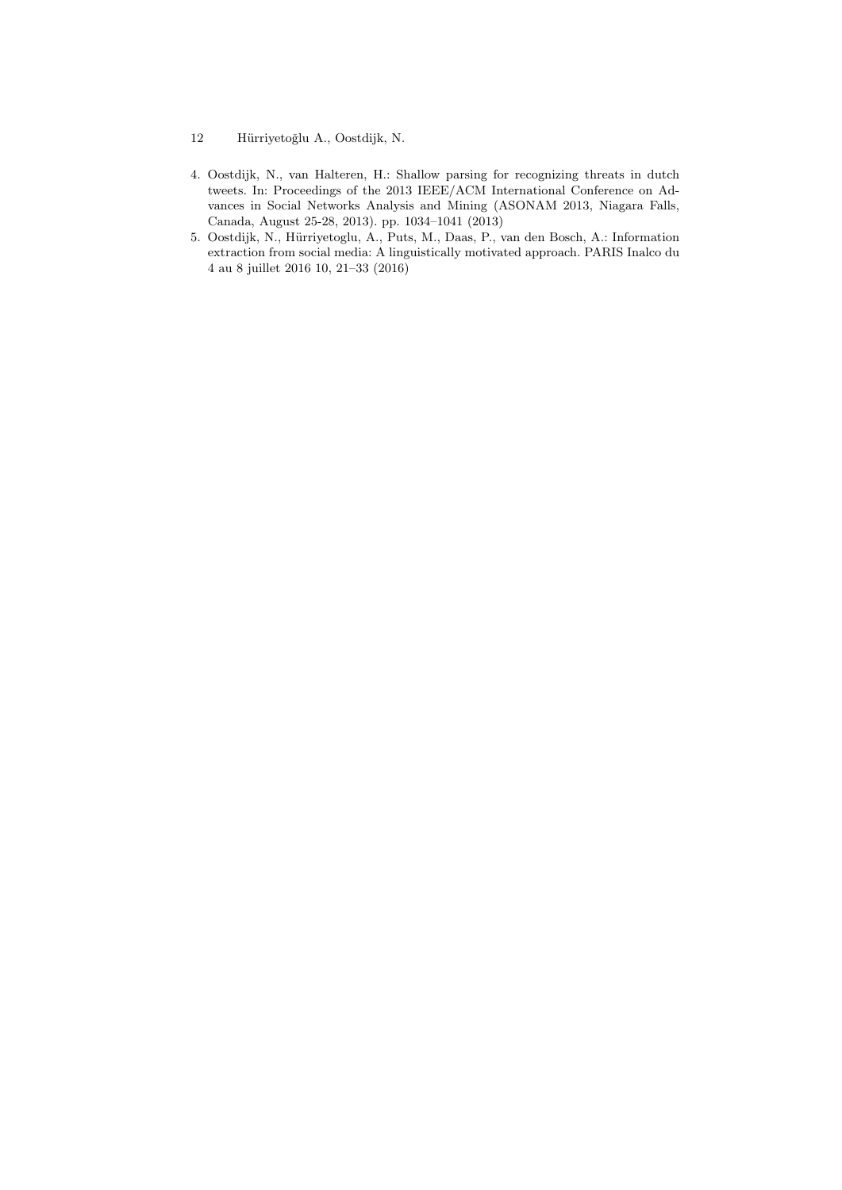4. Oostdijk, N., van Halteren, H.: Shallow parsing for recognizing threats in dutch tweets. In: Proceedings of the 2013 IEEE/ACM International Conference on Advances in Social Networks Analysis and Mining (ASONAM 2013, Niagara Falls, Canada, August 25-28, 2013). pp. 1034–1041 (2013)
5. Oostdijk, N., Hürriyetoglu, A., Puts, M., Daas, P., van den Bosch, A.: Information extraction from social media: A linguistically motivated approach. PARIS Inalco du 4 au 8 juillet 2016 10, 21–33 (2016)